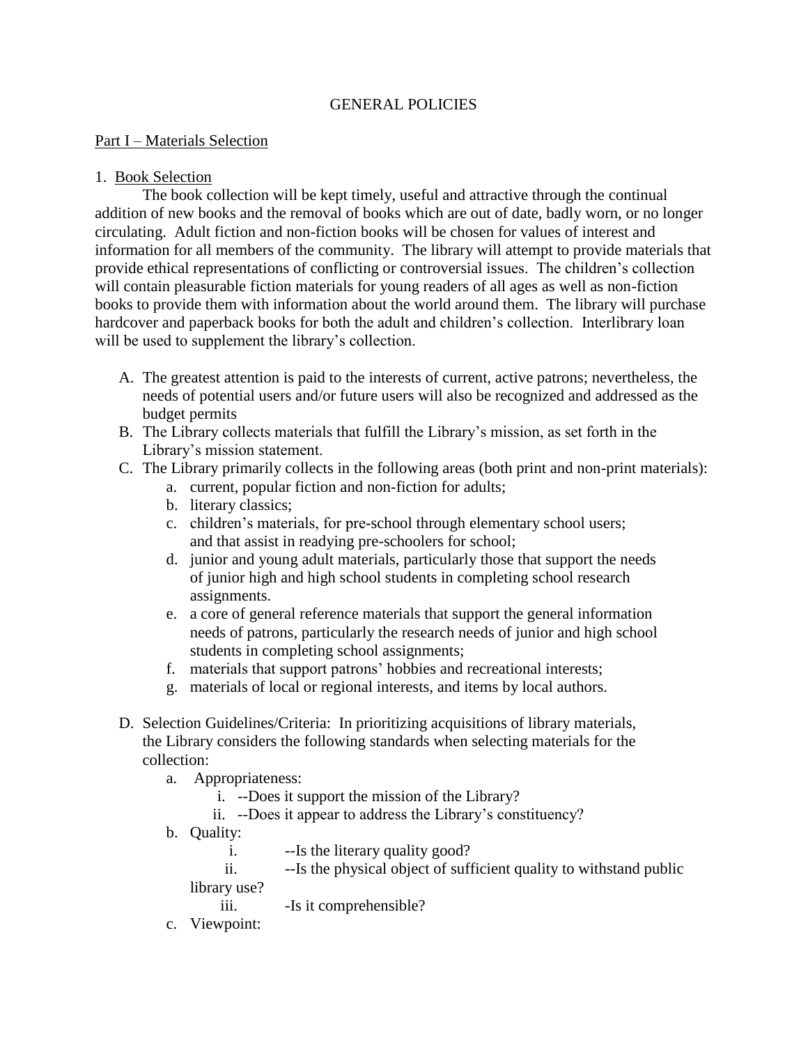# GENERAL POLICIES

## Part I – Materials Selection

### 1. Book Selection

The book collection will be kept timely, useful and attractive through the continual addition of new books and the removal of books which are out of date, badly worn, or no longer circulating. Adult fiction and non-fiction books will be chosen for values of interest and information for all members of the community. The library will attempt to provide materials that provide ethical representations of conflicting or controversial issues. The children's collection will contain pleasurable fiction materials for young readers of all ages as well as non-fiction books to provide them with information about the world around them. The library will purchase hardcover and paperback books for both the adult and children's collection. Interlibrary loan will be used to supplement the library's collection.

A. The greatest attention is paid to the interests of current, active patrons; nevertheless, the needs of potential users and/or future users will also be recognized and addressed as the budget permits

B. The Library collects materials that fulfill the Library's mission, as set forth in the Library's mission statement.

C. The Library primarily collects in the following areas (both print and non-print materials):
   - a. current, popular fiction and non-fiction for adults;
   - b. literary classics;
   - c. children's materials, for pre-school through elementary school users; and that assist in readying pre-schoolers for school;
   - d. junior and young adult materials, particularly those that support the needs of junior high and high school students in completing school research assignments.
   - e. a core of general reference materials that support the general information needs of patrons, particularly the research needs of junior and high school students in completing school assignments;
   - f. materials that support patrons' hobbies and recreational interests;
   - g. materials of local or regional interests, and items by local authors.

D. Selection Guidelines/Criteria: In prioritizing acquisitions of library materials, the Library considers the following standards when selecting materials for the collection:
   - a. Appropriateness:
     - i. --Does it support the mission of the Library?
     - ii. --Does it appear to address the Library's constituency?
   - b. Quality:
     - i. --Is the literary quality good?
     - ii. --Is the physical object of sufficient quality to withstand public library use?
     - iii. -Is it comprehensible?
   - c. Viewpoint: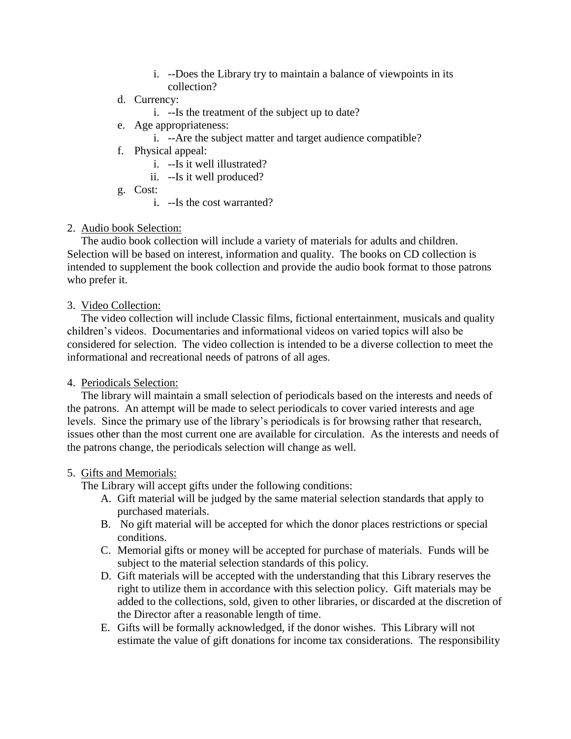- i. --Does the Library try to maintain a balance of viewpoints in its collection?

d. Currency:
   - i. --Is the treatment of the subject up to date?

e. Age appropriateness:
   - i. --Are the subject matter and target audience compatible?

f. Physical appeal:
   - i. --Is it well illustrated?
   - ii. --Is it well produced?

g. Cost:
   - i. --Is the cost warranted?

2. <u>Audio book Selection:</u>

The audio book collection will include a variety of materials for adults and children. Selection will be based on interest, information and quality. The books on CD collection is intended to supplement the book collection and provide the audio book format to those patrons who prefer it.

3. <u>Video Collection:</u>

The video collection will include Classic films, fictional entertainment, musicals and quality children's videos. Documentaries and informational videos on varied topics will also be considered for selection. The video collection is intended to be a diverse collection to meet the informational and recreational needs of patrons of all ages.

4. <u>Periodicals Selection:</u>

The library will maintain a small selection of periodicals based on the interests and needs of the patrons. An attempt will be made to select periodicals to cover varied interests and age levels. Since the primary use of the library's periodicals is for browsing rather that research, issues other than the most current one are available for circulation. As the interests and needs of the patrons change, the periodicals selection will change as well.

5. <u>Gifts and Memorials:</u>

The Library will accept gifts under the following conditions:

A. Gift material will be judged by the same material selection standards that apply to purchased materials.

B. No gift material will be accepted for which the donor places restrictions or special conditions.

C. Memorial gifts or money will be accepted for purchase of materials. Funds will be subject to the material selection standards of this policy.

D. Gift materials will be accepted with the understanding that this Library reserves the right to utilize them in accordance with this selection policy. Gift materials may be added to the collections, sold, given to other libraries, or discarded at the discretion of the Director after a reasonable length of time.

E. Gifts will be formally acknowledged, if the donor wishes. This Library will not estimate the value of gift donations for income tax considerations. The responsibility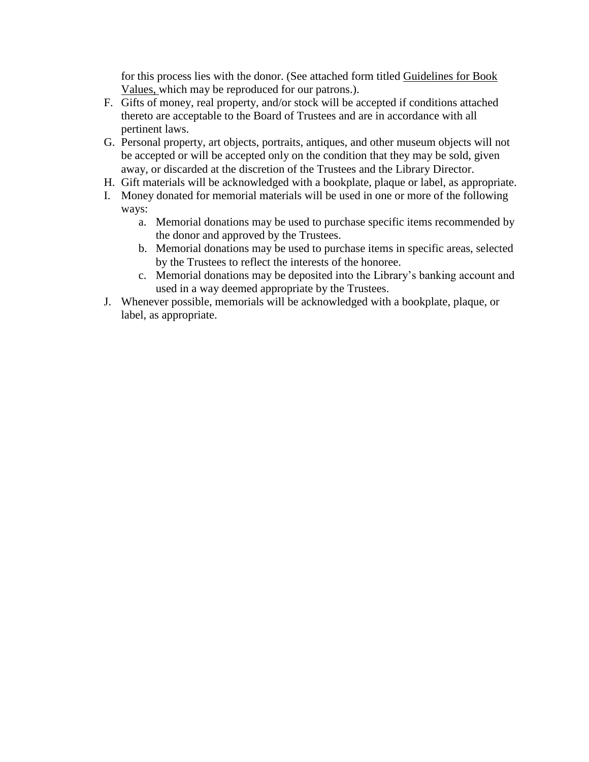for this process lies with the donor. (See attached form titled Guidelines for Book Values, which may be reproduced for our patrons.).

F. Gifts of money, real property, and/or stock will be accepted if conditions attached thereto are acceptable to the Board of Trustees and are in accordance with all pertinent laws.
G. Personal property, art objects, portraits, antiques, and other museum objects will not be accepted or will be accepted only on the condition that they may be sold, given away, or discarded at the discretion of the Trustees and the Library Director.
H. Gift materials will be acknowledged with a bookplate, plaque or label, as appropriate.
I. Money donated for memorial materials will be used in one or more of the following ways:
   a. Memorial donations may be used to purchase specific items recommended by the donor and approved by the Trustees.
   b. Memorial donations may be used to purchase items in specific areas, selected by the Trustees to reflect the interests of the honoree.
   c. Memorial donations may be deposited into the Library's banking account and used in a way deemed appropriate by the Trustees.
J. Whenever possible, memorials will be acknowledged with a bookplate, plaque, or label, as appropriate.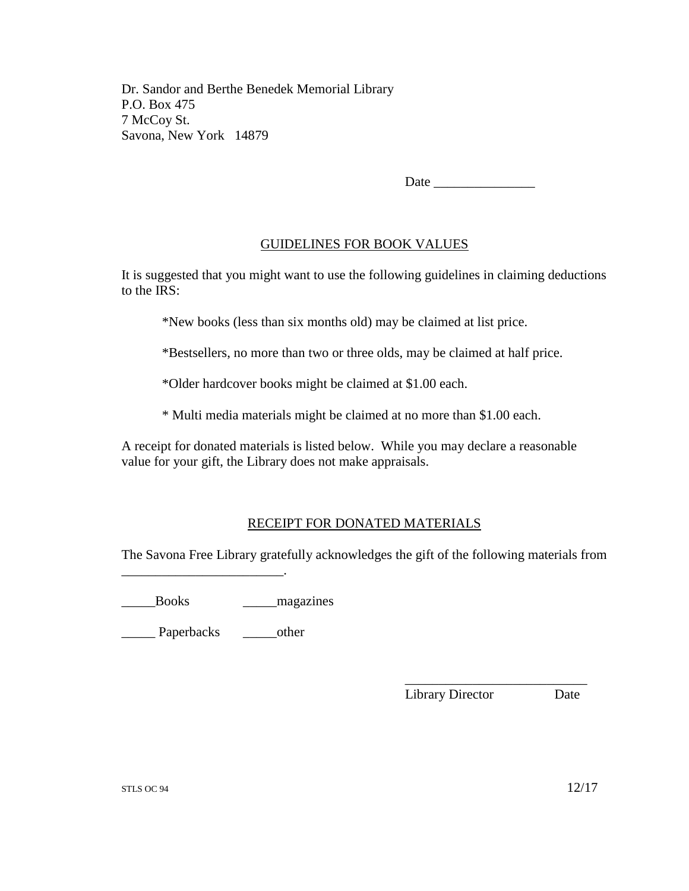Dr. Sandor and Berthe Benedek Memorial Library
P.O. Box 475
7 McCoy St.
Savona, New York 14879

Date _______________

## GUIDELINES FOR BOOK VALUES

It is suggested that you might want to use the following guidelines in claiming deductions to the IRS:

*New books (less than six months old) may be claimed at list price.

*Bestsellers, no more than two or three olds, may be claimed at half price.

*Older hardcover books might be claimed at $1.00 each.

* Multi media materials might be claimed at no more than $1.00 each.

A receipt for donated materials is listed below. While you may declare a reasonable value for your gift, the Library does not make appraisals.

## RECEIPT FOR DONATED MATERIALS

The Savona Free Library gratefully acknowledges the gift of the following materials from ________________________.

_____Books _____magazines

_____ Paperbacks _____other

___________________________
Library Director Date

STLS OC 94 12/17